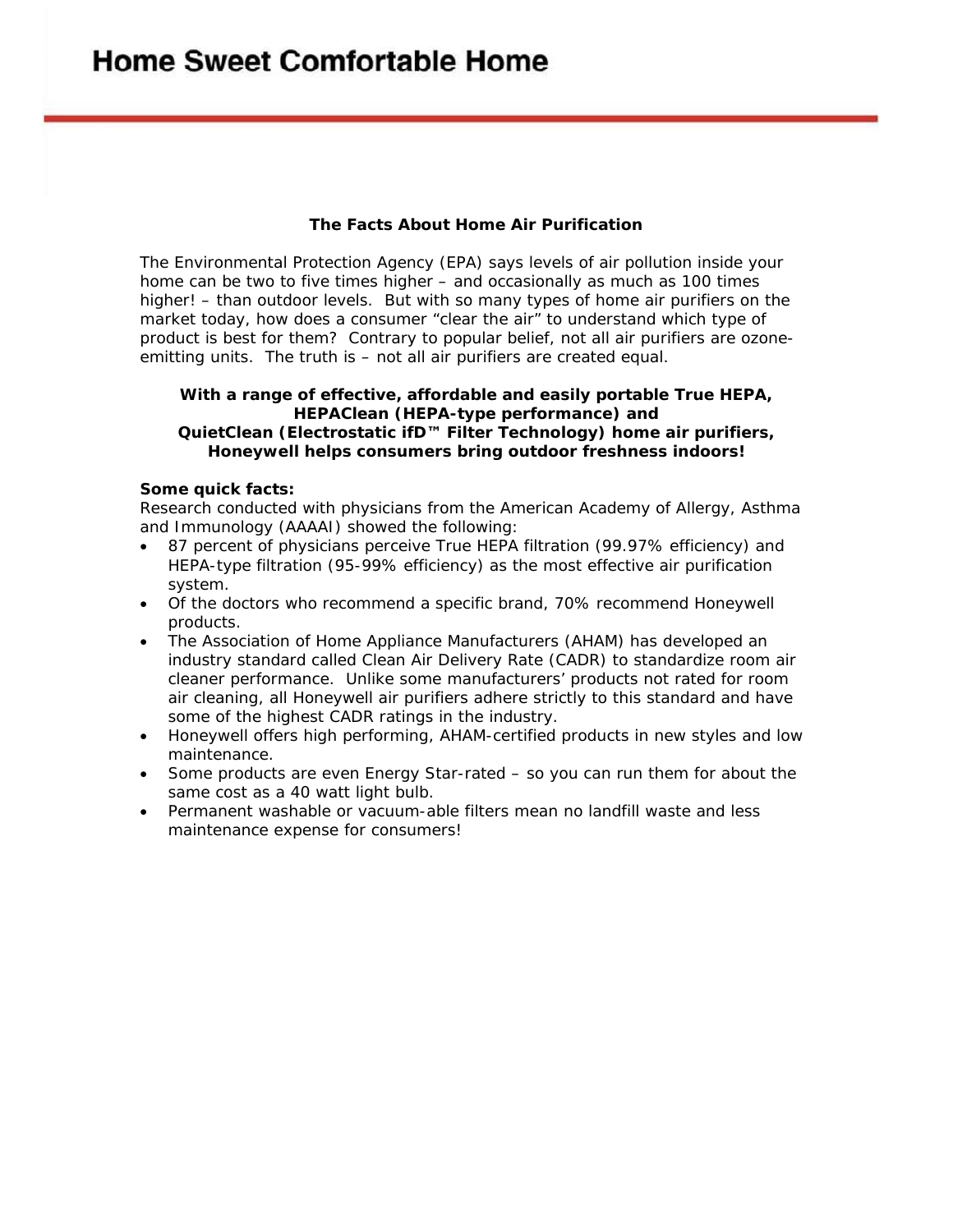# Home Sweet Comfortable Home

**The Facts About Home Air Purification**

The Environmental Protection Agency (EPA) says levels of air pollution inside your home can be two to five times higher – and occasionally as much as 100 times higher! – than outdoor levels. But with so many types of home air purifiers on the market today, how does a consumer "clear the air" to understand which type of product is best for them? Contrary to popular belief, not all air purifiers are ozone-emitting units. The truth is – not all air purifiers are created equal.

**With a range of effective, affordable and easily portable True HEPA, HEPAClean (HEPA-type performance) and QuietClean (Electrostatic ifD™ Filter Technology) home air purifiers, Honeywell helps consumers bring outdoor freshness indoors!**

**Some quick facts:**
Research conducted with physicians from the American Academy of Allergy, Asthma and Immunology (AAAAI) showed the following:

- 87 percent of physicians perceive True HEPA filtration (99.97% efficiency) and HEPA-type filtration (95-99% efficiency) as the most effective air purification system.
- Of the doctors who recommend a specific brand, 70% recommend Honeywell products.
- The Association of Home Appliance Manufacturers (AHAM) has developed an industry standard called Clean Air Delivery Rate (CADR) to standardize room air cleaner performance. Unlike some manufacturers' products not rated for room air cleaning, all Honeywell air purifiers adhere strictly to this standard and have some of the highest CADR ratings in the industry.
- Honeywell offers high performing, AHAM-certified products in new styles and low maintenance.
- Some products are even Energy Star-rated – so you can run them for about the same cost as a 40 watt light bulb.
- Permanent washable or vacuum-able filters mean no landfill waste and less maintenance expense for consumers!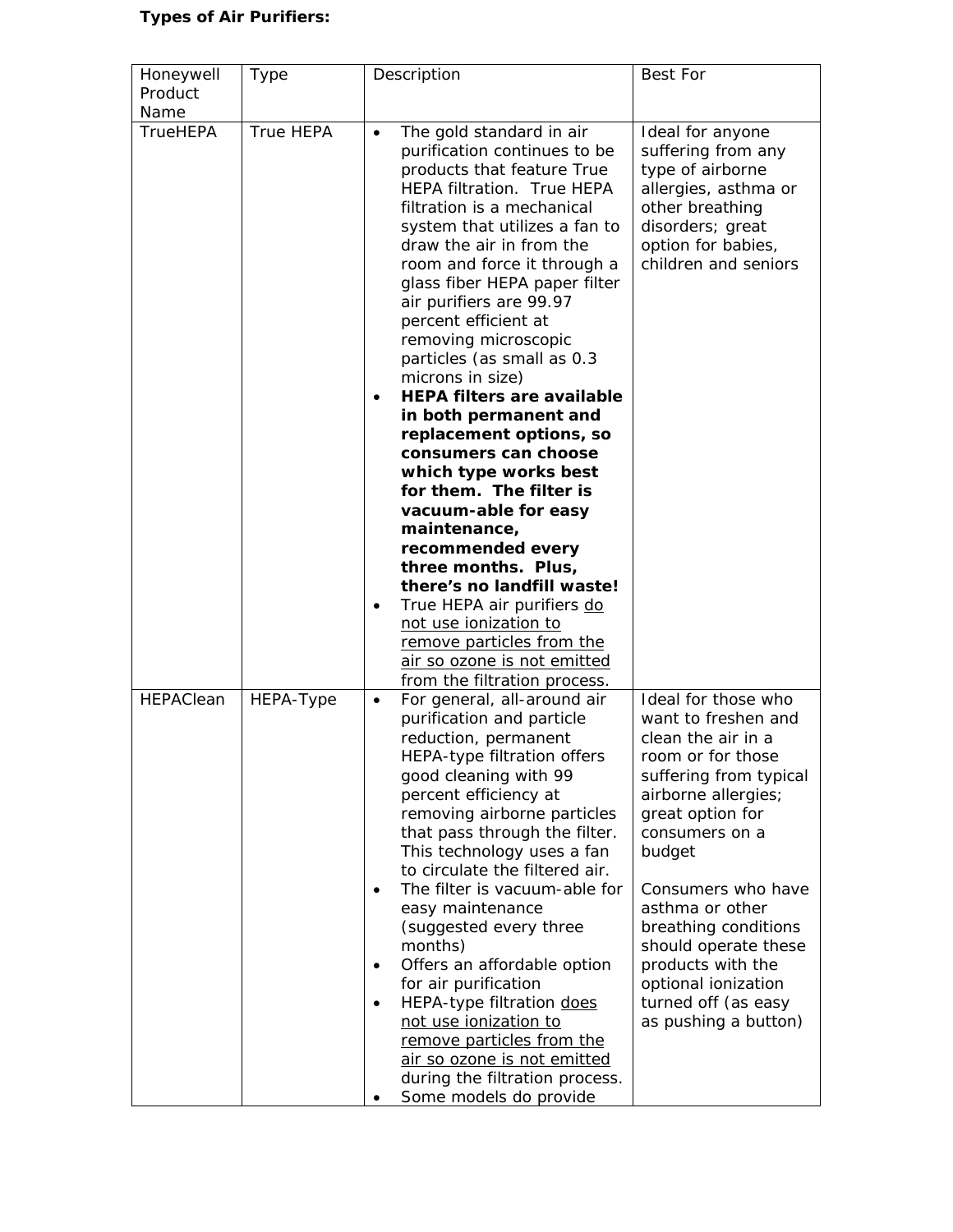**Types of Air Purifiers:**

| Honeywell Product Name | Type | Description | Best For |
|---|---|---|---|
| TrueHEPA | True HEPA | • The gold standard in air purification continues to be products that feature True HEPA filtration. True HEPA filtration is a mechanical system that utilizes a fan to draw the air in from the room and force it through a glass fiber HEPA paper filter air purifiers are 99.97 percent efficient at removing microscopic particles (as small as 0.3 microns in size)<br>• **HEPA filters are available in both permanent and replacement options, so consumers can choose which type works best for them. The filter is vacuum-able for easy maintenance, recommended every three months. Plus, there's no landfill waste!**<br>• True HEPA air purifiers <u>do not use ionization to remove particles from the air so ozone is not emitted</u> from the filtration process. | Ideal for anyone suffering from any type of airborne allergies, asthma or other breathing disorders; great option for babies, children and seniors |
| HEPAClean | HEPA-Type | • For general, all-around air purification and particle reduction, permanent HEPA-type filtration offers good cleaning with 99 percent efficiency at removing airborne particles that pass through the filter. This technology uses a fan to circulate the filtered air.<br>• The filter is vacuum-able for easy maintenance (suggested every three months)<br>• Offers an affordable option for air purification<br>• HEPA-type filtration <u>does not use ionization to remove particles from the air so ozone is not emitted</u> during the filtration process.<br>• Some models do provide | Ideal for those who want to freshen and clean the air in a room or for those suffering from typical airborne allergies; great option for consumers on a budget<br><br>Consumers who have asthma or other breathing conditions should operate these products with the optional ionization turned off (as easy as pushing a button) |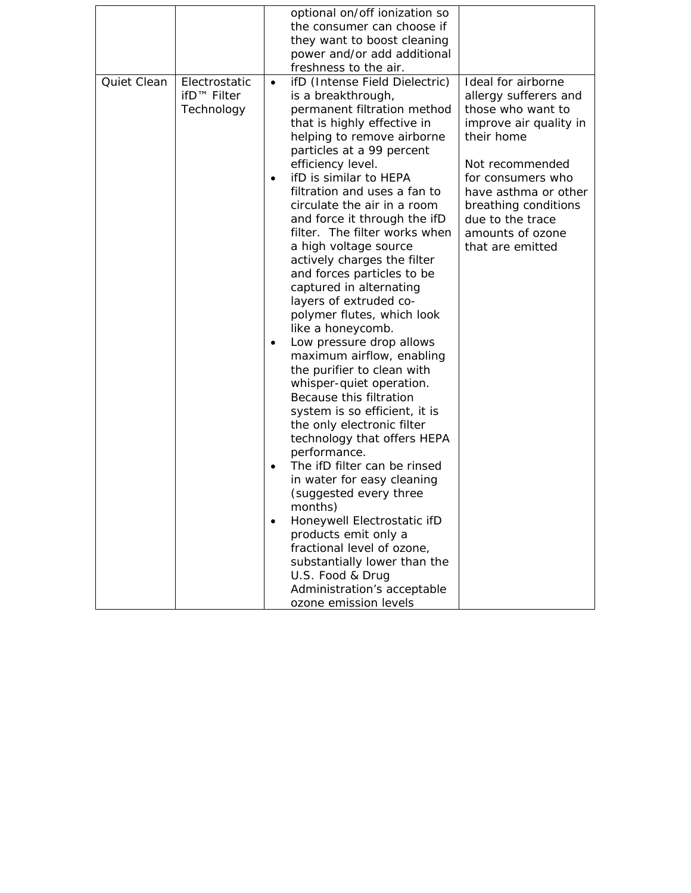| | | | |
|---|---|---|---|
| | | optional on/off ionization so the consumer can choose if they want to boost cleaning power and/or add additional freshness to the air. | |
| Quiet Clean | Electrostatic ifD™ Filter Technology | • ifD (Intense Field Dielectric) is a breakthrough, permanent filtration method that is highly effective in helping to remove airborne particles at a 99 percent efficiency level.<br>• ifD is similar to HEPA filtration and uses a fan to circulate the air in a room and force it through the ifD filter. The filter works when a high voltage source actively charges the filter and forces particles to be captured in alternating layers of extruded co-polymer flutes, which look like a honeycomb.<br>• Low pressure drop allows maximum airflow, enabling the purifier to clean with whisper-quiet operation. Because this filtration system is so efficient, it is the only electronic filter technology that offers HEPA performance.<br>• The ifD filter can be rinsed in water for easy cleaning (suggested every three months)<br>• Honeywell Electrostatic ifD products emit only a fractional level of ozone, substantially lower than the U.S. Food & Drug Administration's acceptable ozone emission levels | Ideal for airborne allergy sufferers and those who want to improve air quality in their home<br><br>Not recommended for consumers who have asthma or other breathing conditions due to the trace amounts of ozone that are emitted |